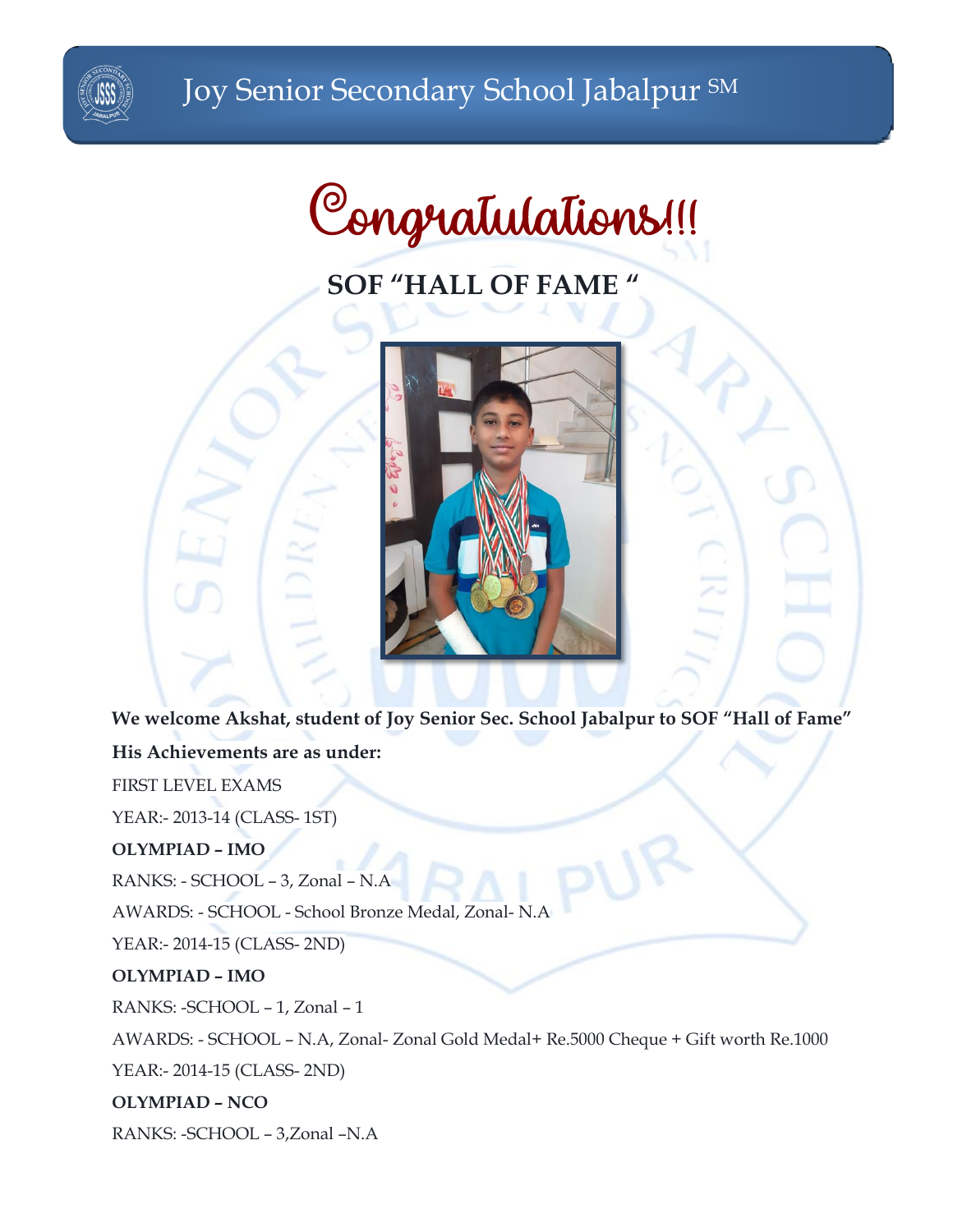Joy Senior Secondary School Jabalpur SM

# Congratulations!!!

## SOF "HALL OF FAME "

**We welcome Akshat, student of Joy Senior Sec. School Jabalpur to SOF "Hall of Fame"**

**His Achievements are as under:**

FIRST LEVEL EXAMS

YEAR:- 2013-14 (CLASS- 1ST)

**OLYMPIAD – IMO**

RANKS: - SCHOOL – 3, Zonal – N.A

AWARDS: - SCHOOL - School Bronze Medal, Zonal- N.A

YEAR:- 2014-15 (CLASS- 2ND)

**OLYMPIAD – IMO**

RANKS: -SCHOOL – 1, Zonal – 1

AWARDS: - SCHOOL – N.A, Zonal- Zonal Gold Medal+ Re.5000 Cheque + Gift worth Re.1000

YEAR:- 2014-15 (CLASS- 2ND)

**OLYMPIAD – NCO**

RANKS: -SCHOOL – 3,Zonal –N.A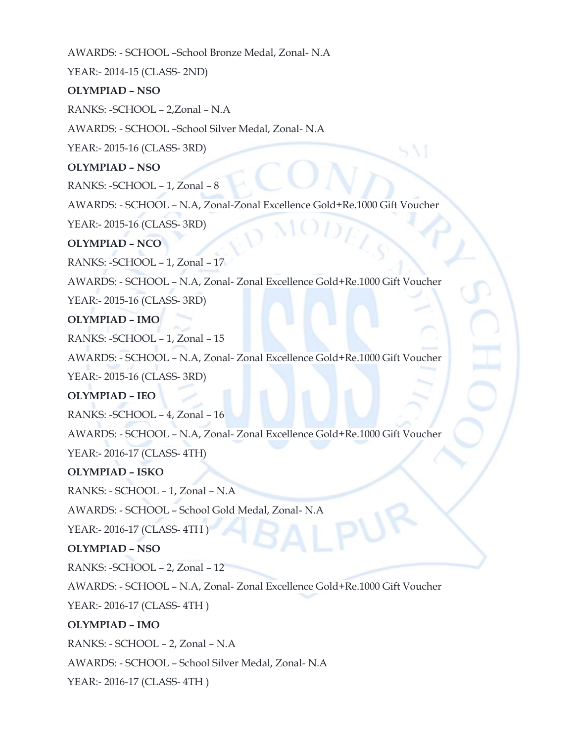AWARDS: - SCHOOL –School Bronze Medal, Zonal- N.A

YEAR:- 2014-15 (CLASS- 2ND)

**OLYMPIAD – NSO**

RANKS: -SCHOOL – 2,Zonal – N.A

AWARDS: - SCHOOL –School Silver Medal, Zonal- N.A

YEAR:- 2015-16 (CLASS- 3RD)

**OLYMPIAD – NSO**

RANKS: -SCHOOL – 1, Zonal – 8

AWARDS: - SCHOOL – N.A, Zonal-Zonal Excellence Gold+Re.1000 Gift Voucher

YEAR:- 2015-16 (CLASS- 3RD)

**OLYMPIAD – NCO**

RANKS: -SCHOOL – 1, Zonal – 17

AWARDS: - SCHOOL – N.A, Zonal- Zonal Excellence Gold+Re.1000 Gift Voucher

YEAR:- 2015-16 (CLASS- 3RD)

**OLYMPIAD – IMO**

RANKS: -SCHOOL – 1, Zonal – 15

AWARDS: - SCHOOL – N.A, Zonal- Zonal Excellence Gold+Re.1000 Gift Voucher

YEAR:- 2015-16 (CLASS- 3RD)

**OLYMPIAD – IEO**

RANKS: -SCHOOL – 4, Zonal – 16

AWARDS: - SCHOOL – N.A, Zonal- Zonal Excellence Gold+Re.1000 Gift Voucher

YEAR:- 2016-17 (CLASS- 4TH)

**OLYMPIAD – ISKO**

RANKS: - SCHOOL – 1, Zonal – N.A

AWARDS: - SCHOOL – School Gold Medal, Zonal- N.A

YEAR:- 2016-17 (CLASS- 4TH )

**OLYMPIAD – NSO**

RANKS: -SCHOOL – 2, Zonal – 12

AWARDS: - SCHOOL – N.A, Zonal- Zonal Excellence Gold+Re.1000 Gift Voucher

YEAR:- 2016-17 (CLASS- 4TH )

**OLYMPIAD – IMO**

RANKS: - SCHOOL – 2, Zonal – N.A

AWARDS: - SCHOOL – School Silver Medal, Zonal- N.A

YEAR:- 2016-17 (CLASS- 4TH )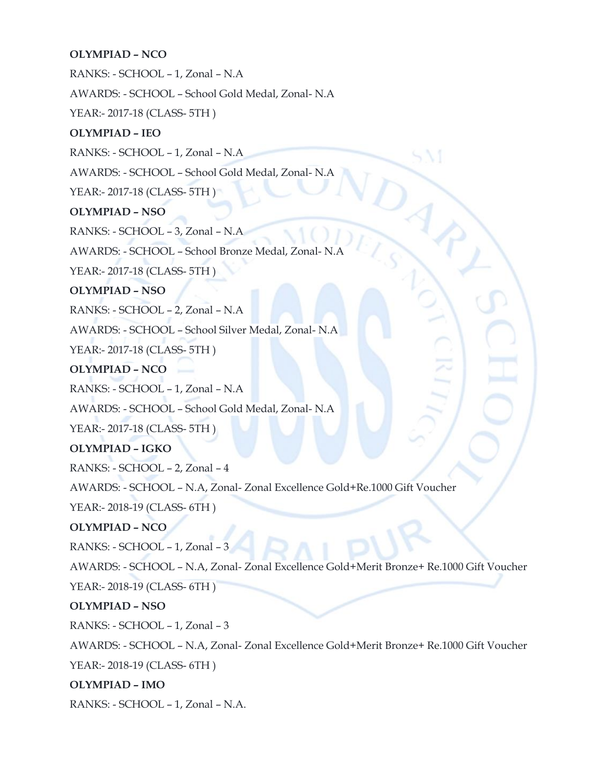**OLYMPIAD – NCO**

RANKS: - SCHOOL – 1, Zonal – N.A

AWARDS: - SCHOOL – School Gold Medal, Zonal- N.A

YEAR:- 2017-18 (CLASS- 5TH )

**OLYMPIAD – IEO**

RANKS: - SCHOOL – 1, Zonal – N.A

AWARDS: - SCHOOL – School Gold Medal, Zonal- N.A

YEAR:- 2017-18 (CLASS- 5TH )

**OLYMPIAD – NSO**

RANKS: - SCHOOL – 3, Zonal – N.A

AWARDS: - SCHOOL – School Bronze Medal, Zonal- N.A

YEAR:- 2017-18 (CLASS- 5TH )

**OLYMPIAD – NSO**

RANKS: - SCHOOL – 2, Zonal – N.A

AWARDS: - SCHOOL – School Silver Medal, Zonal- N.A

YEAR:- 2017-18 (CLASS- 5TH )

**OLYMPIAD – NCO**

RANKS: - SCHOOL – 1, Zonal – N.A

AWARDS: - SCHOOL – School Gold Medal, Zonal- N.A

YEAR:- 2017-18 (CLASS- 5TH )

**OLYMPIAD – IGKO**

RANKS: - SCHOOL – 2, Zonal – 4

AWARDS: - SCHOOL – N.A, Zonal- Zonal Excellence Gold+Re.1000 Gift Voucher

YEAR:- 2018-19 (CLASS- 6TH )

**OLYMPIAD – NCO**

RANKS: - SCHOOL – 1, Zonal – 3

AWARDS: - SCHOOL – N.A, Zonal- Zonal Excellence Gold+Merit Bronze+ Re.1000 Gift Voucher

YEAR:- 2018-19 (CLASS- 6TH )

**OLYMPIAD – NSO**

RANKS: - SCHOOL – 1, Zonal – 3

AWARDS: - SCHOOL – N.A, Zonal- Zonal Excellence Gold+Merit Bronze+ Re.1000 Gift Voucher

YEAR:- 2018-19 (CLASS- 6TH )

**OLYMPIAD – IMO**

RANKS: - SCHOOL – 1, Zonal – N.A.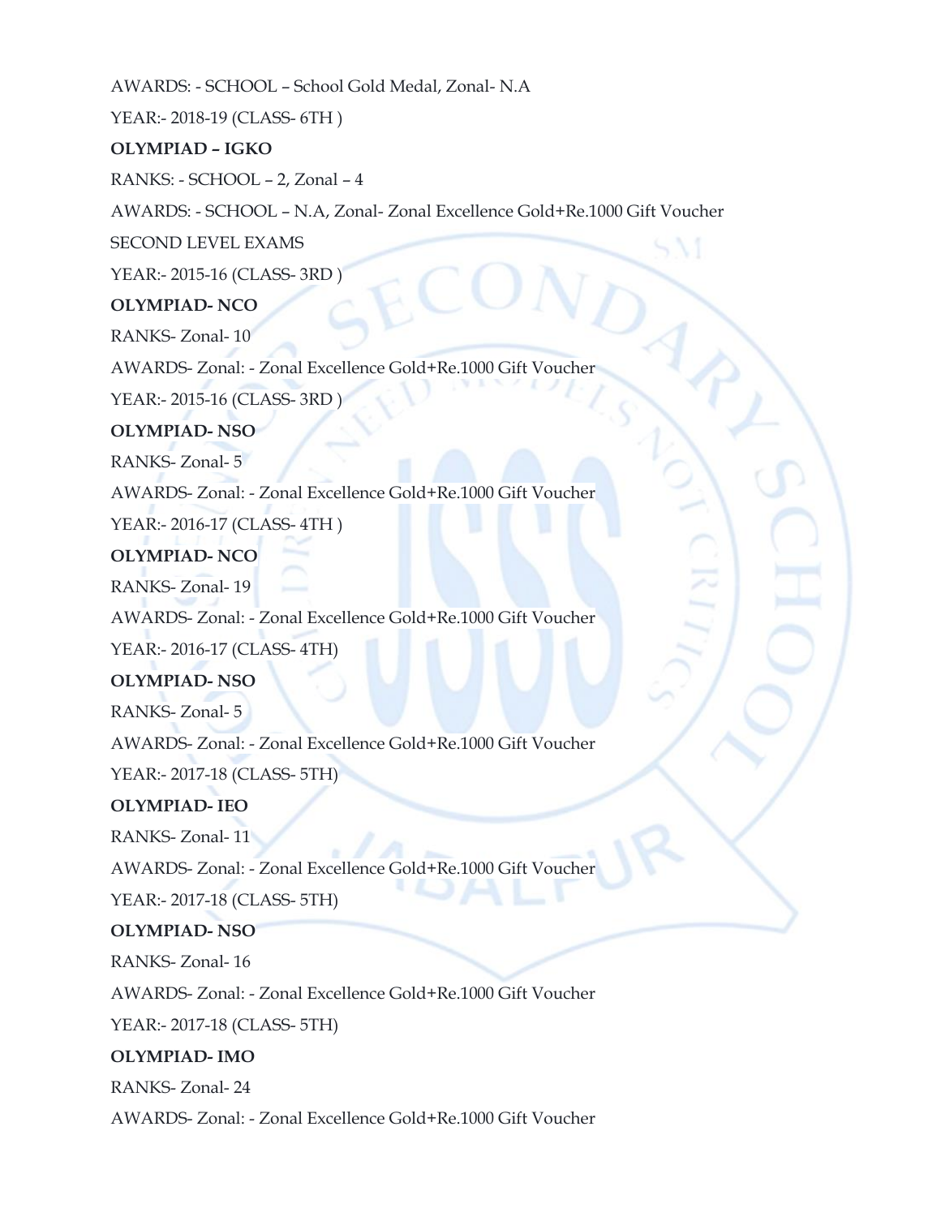AWARDS: - SCHOOL – School Gold Medal, Zonal- N.A

YEAR:- 2018-19 (CLASS- 6TH )

**OLYMPIAD – IGKO**

RANKS: - SCHOOL – 2, Zonal – 4

AWARDS: - SCHOOL – N.A, Zonal- Zonal Excellence Gold+Re.1000 Gift Voucher

SECOND LEVEL EXAMS

YEAR:- 2015-16 (CLASS- 3RD )

**OLYMPIAD- NCO**

RANKS- Zonal- 10

AWARDS- Zonal: - Zonal Excellence Gold+Re.1000 Gift Voucher

YEAR:- 2015-16 (CLASS- 3RD )

**OLYMPIAD- NSO**

RANKS- Zonal- 5

AWARDS- Zonal: - Zonal Excellence Gold+Re.1000 Gift Voucher

YEAR:- 2016-17 (CLASS- 4TH )

**OLYMPIAD- NCO**

RANKS- Zonal- 19

AWARDS- Zonal: - Zonal Excellence Gold+Re.1000 Gift Voucher

YEAR:- 2016-17 (CLASS- 4TH)

**OLYMPIAD- NSO**

RANKS- Zonal- 5

AWARDS- Zonal: - Zonal Excellence Gold+Re.1000 Gift Voucher

YEAR:- 2017-18 (CLASS- 5TH)

**OLYMPIAD- IEO**

RANKS- Zonal- 11

AWARDS- Zonal: - Zonal Excellence Gold+Re.1000 Gift Voucher

YEAR:- 2017-18 (CLASS- 5TH)

**OLYMPIAD- NSO**

RANKS- Zonal- 16

AWARDS- Zonal: - Zonal Excellence Gold+Re.1000 Gift Voucher

YEAR:- 2017-18 (CLASS- 5TH)

**OLYMPIAD- IMO**

RANKS- Zonal- 24

AWARDS- Zonal: - Zonal Excellence Gold+Re.1000 Gift Voucher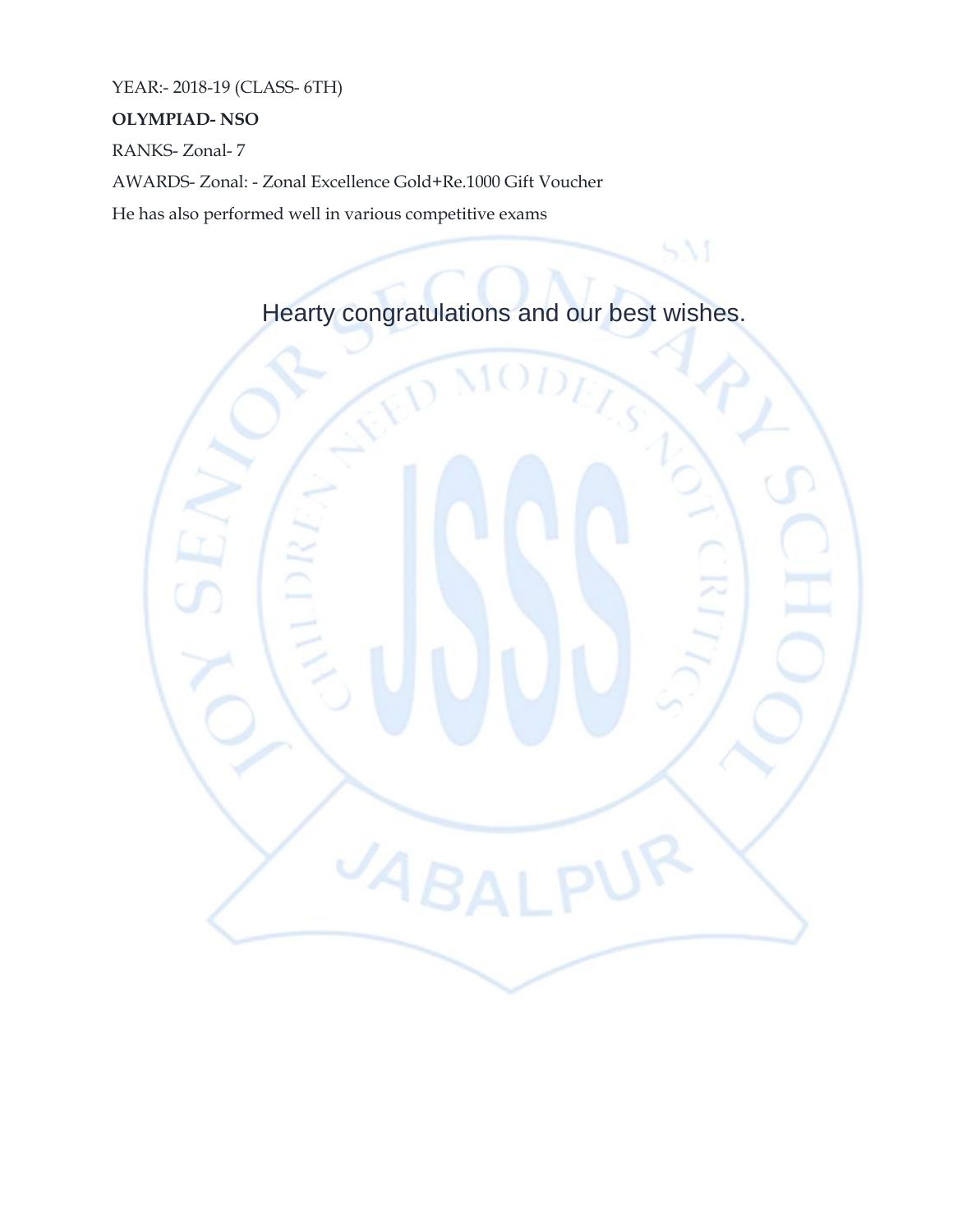YEAR:- 2018-19 (CLASS- 6TH)

**OLYMPIAD- NSO**

RANKS- Zonal- 7

AWARDS- Zonal: - Zonal Excellence Gold+Re.1000 Gift Voucher

He has also performed well in various competitive exams

Hearty congratulations and our best wishes.